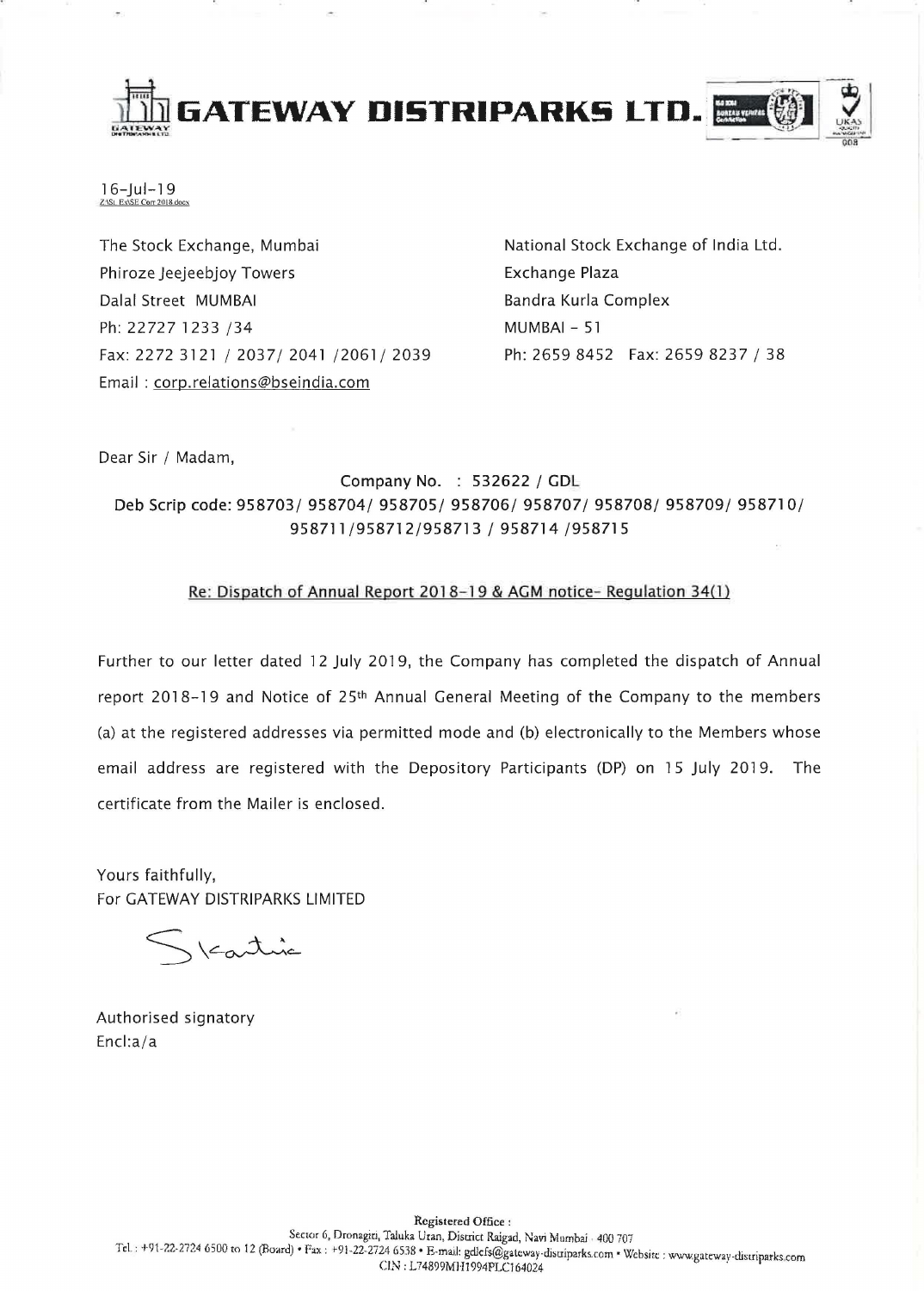# GATEWAY DISTRIPARKS LTD.

16-Jul-19
Z:\SL Ex\SE Corr 2018.docx

The Stock Exchange, Mumbai
Phiroze Jeejeebjoy Towers
Dalal Street MUMBAI
Ph: 22727 1233 /34
Fax: 2272 3121 / 2037/ 2041 /2061/ 2039
Email : corp.relations@bseindia.com

National Stock Exchange of India Ltd.
Exchange Plaza
Bandra Kurla Complex
MUMBAI – 51
Ph: 2659 8452 Fax: 2659 8237 / 38

Dear Sir / Madam,

Company No. : 532622 / GDL
Deb Scrip code: 958703/ 958704/ 958705/ 958706/ 958707/ 958708/ 958709/ 958710/ 958711/958712/958713 / 958714 /958715

Re: Dispatch of Annual Report 2018-19 & AGM notice- Regulation 34(1)

Further to our letter dated 12 July 2019, the Company has completed the dispatch of Annual report 2018-19 and Notice of 25th Annual General Meeting of the Company to the members (a) at the registered addresses via permitted mode and (b) electronically to the Members whose email address are registered with the Depository Participants (DP) on 15 July 2019. The certificate from the Mailer is enclosed.

Yours faithfully,
For GATEWAY DISTRIPARKS LIMITED

Authorised signatory
Encl:a/a

Registered Office :
Sector 6, Dronagiri, Taluka Uran, District Raigad, Navi Mumbai - 400 707
Tel. : +91-22-2724 6500 to 12 (Board) • Fax : +91-22-2724 6538 • E-mail: gdlcfs@gateway-distriparks.com • Website : www.gateway-distriparks.com
CIN : L74899MH1994PLC164024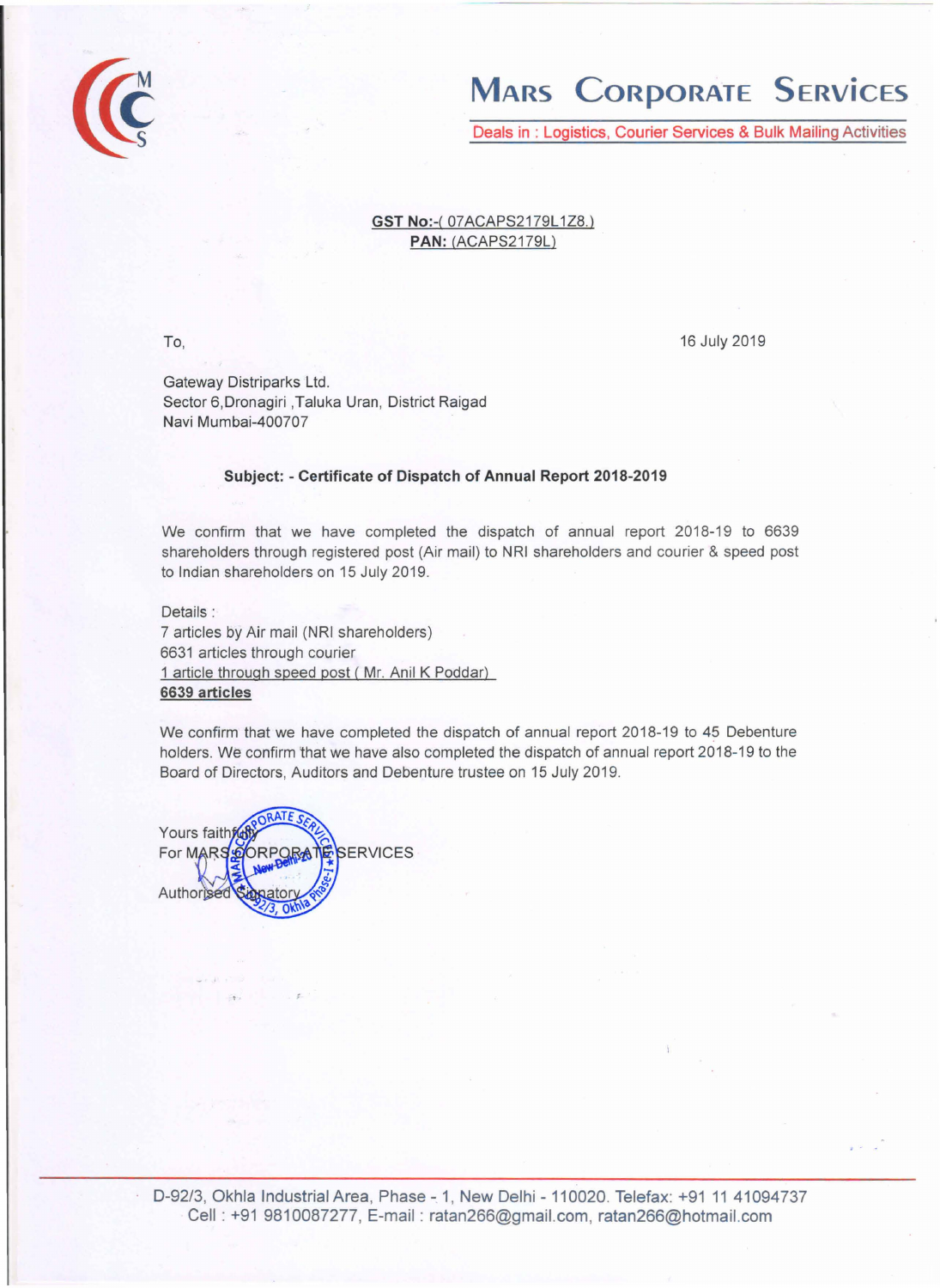# MARS CORPORATE SERVICES

Deals in : Logistics, Courier Services & Bulk Mailing Activities

**GST No:-( 07ACAPS2179L1Z8.)**
**PAN: (ACAPS2179L)**

To,

16 July 2019

Gateway Distriparks Ltd.
Sector 6,Dronagiri ,Taluka Uran, District Raigad
Navi Mumbai-400707

**Subject: - Certificate of Dispatch of Annual Report 2018-2019**

We confirm that we have completed the dispatch of annual report 2018-19 to 6639 shareholders through registered post (Air mail) to NRI shareholders and courier & speed post to Indian shareholders on 15 July 2019.

Details :
7 articles by Air mail (NRI shareholders)
6631 articles through courier
1 article through speed post ( Mr. Anil K Poddar)
**6639 articles**

We confirm that we have completed the dispatch of annual report 2018-19 to 45 Debenture holders. We confirm that we have also completed the dispatch of annual report 2018-19 to the Board of Directors, Auditors and Debenture trustee on 15 July 2019.

Yours faithfully
For MARS CORPORATE SERVICES

Authorised Signatory

D-92/3, Okhla Industrial Area, Phase - 1, New Delhi - 110020. Telefax: +91 11 41094737
Cell : +91 9810087277, E-mail : ratan266@gmail.com, ratan266@hotmail.com